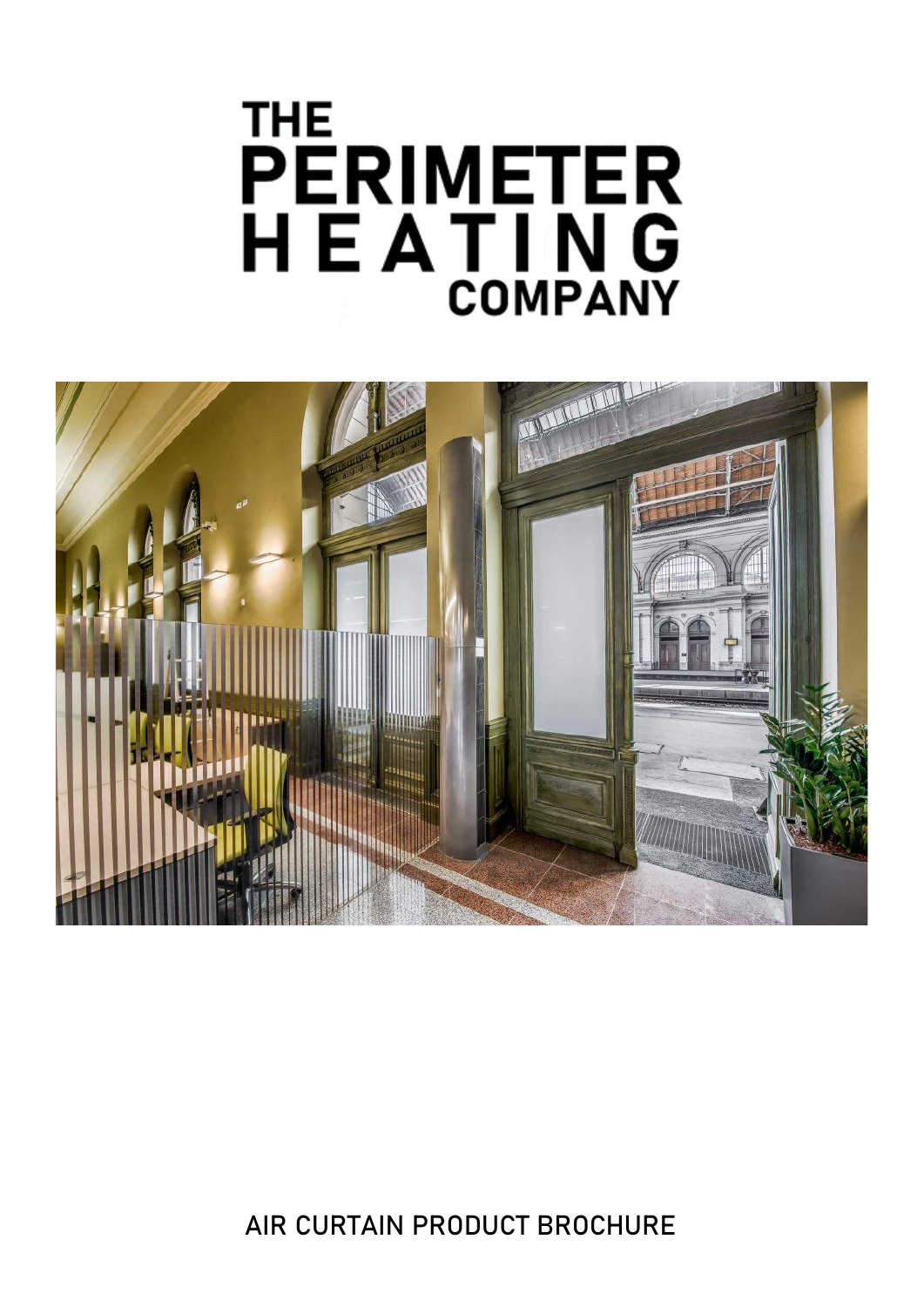# THE PERIMETER HEATING COMPANY

AIR CURTAIN PRODUCT BROCHURE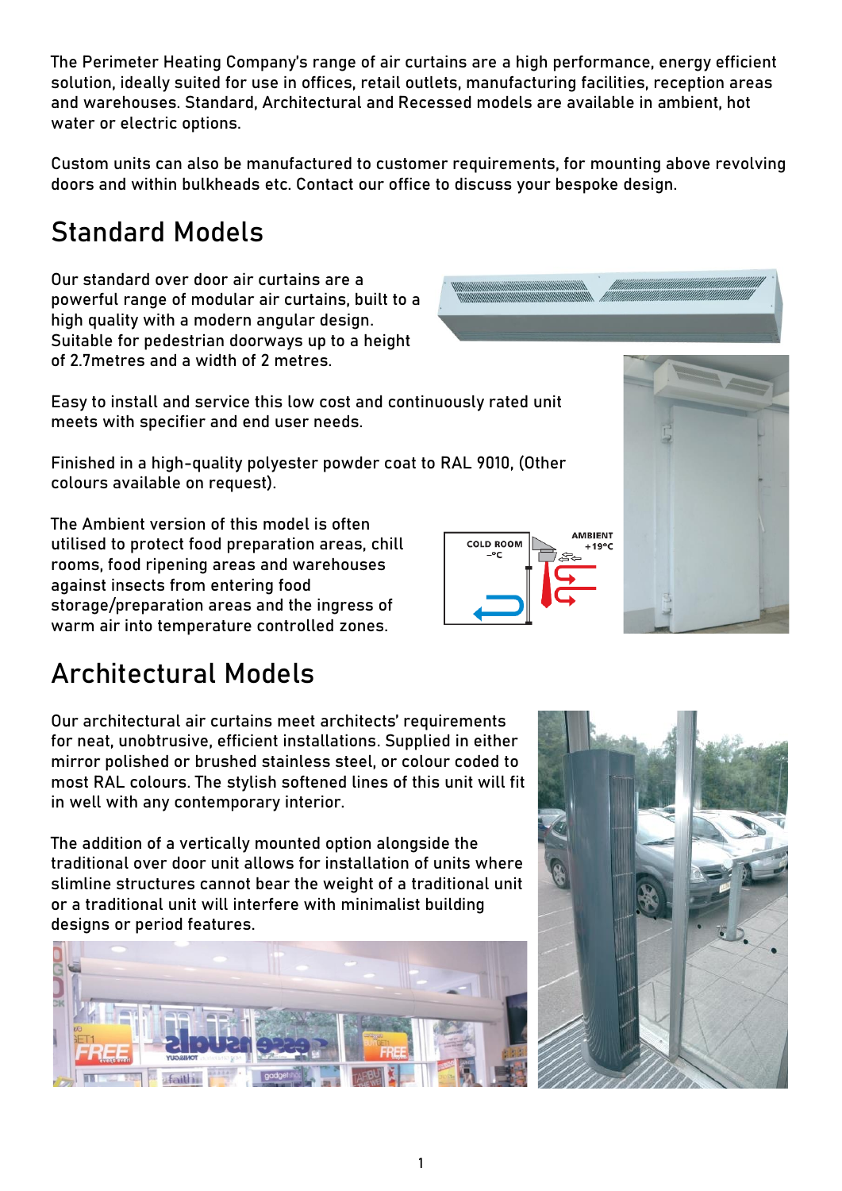The Perimeter Heating Company's range of air curtains are a high performance, energy efficient solution, ideally suited for use in offices, retail outlets, manufacturing facilities, reception areas and warehouses. Standard, Architectural and Recessed models are available in ambient, hot water or electric options.

Custom units can also be manufactured to customer requirements, for mounting above revolving doors and within bulkheads etc. Contact our office to discuss your bespoke design.

## Standard Models

Our standard over door air curtains are a powerful range of modular air curtains, built to a high quality with a modern angular design. Suitable for pedestrian doorways up to a height of 2.7metres and a width of 2 metres.

Easy to install and service this low cost and continuously rated unit meets with specifier and end user needs.

Finished in a high-quality polyester powder coat to RAL 9010, (Other colours available on request).

The Ambient version of this model is often utilised to protect food preparation areas, chill rooms, food ripening areas and warehouses against insects from entering food storage/preparation areas and the ingress of warm air into temperature controlled zones.

## Architectural Models

Our architectural air curtains meet architects' requirements for neat, unobtrusive, efficient installations. Supplied in either mirror polished or brushed stainless steel, or colour coded to most RAL colours. The stylish softened lines of this unit will fit in well with any contemporary interior.

The addition of a vertically mounted option alongside the traditional over door unit allows for installation of units where slimline structures cannot bear the weight of a traditional unit or a traditional unit will interfere with minimalist building designs or period features.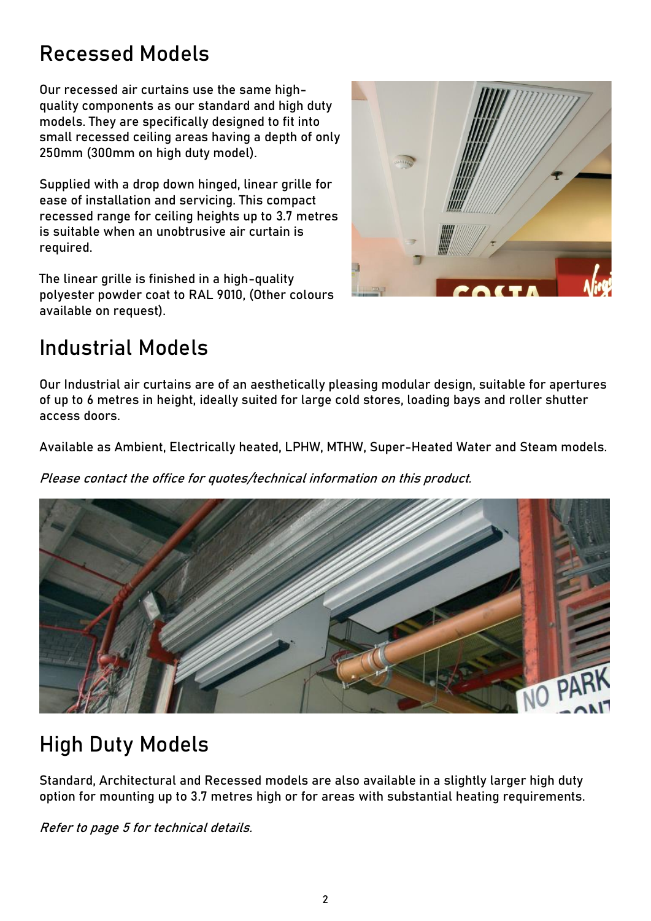## Recessed Models

Our recessed air curtains use the same high-quality components as our standard and high duty models. They are specifically designed to fit into small recessed ceiling areas having a depth of only 250mm (300mm on high duty model).

Supplied with a drop down hinged, linear grille for ease of installation and servicing. This compact recessed range for ceiling heights up to 3.7 metres is suitable when an unobtrusive air curtain is required.

The linear grille is finished in a high-quality polyester powder coat to RAL 9010, (Other colours available on request).

## Industrial Models

Our Industrial air curtains are of an aesthetically pleasing modular design, suitable for apertures of up to 6 metres in height, ideally suited for large cold stores, loading bays and roller shutter access doors.

Available as Ambient, Electrically heated, LPHW, MTHW, Super-Heated Water and Steam models.

*Please contact the office for quotes/technical information on this product.*

## High Duty Models

Standard, Architectural and Recessed models are also available in a slightly larger high duty option for mounting up to 3.7 metres high or for areas with substantial heating requirements.

*Refer to page 5 for technical details.*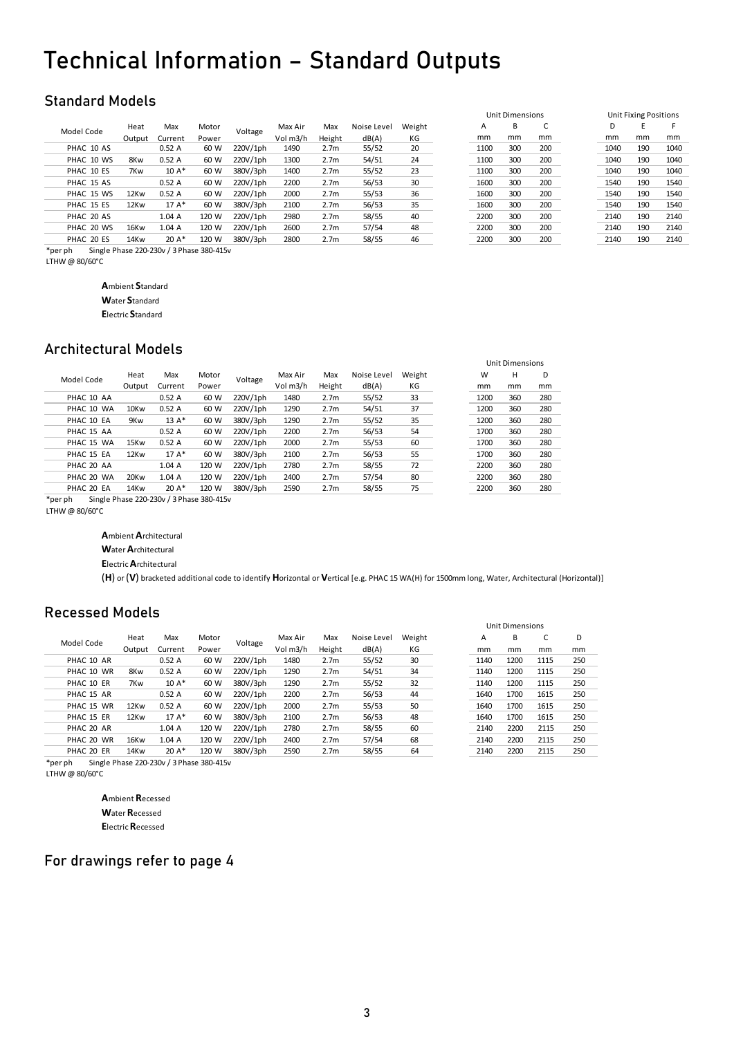# Technical Information – Standard Outputs

## Standard Models

| Model Code | Heat Output | Max Current | Motor Power | Voltage | Max Air Vol m3/h | Max Height | Noise Level dB(A) | Weight KG | Unit Dimensions A mm | B mm | C mm | Unit Fixing Positions D mm | E mm | F mm |
|---|---|---|---|---|---|---|---|---|---|---|---|---|---|---|
| PHAC 10 AS | | 0.52 A | 60 W | 220V/1ph | 1490 | 2.7m | 55/52 | 20 | 1100 | 300 | 200 | 1040 | 190 | 1040 |
| PHAC 10 WS | 8Kw | 0.52 A | 60 W | 220V/1ph | 1300 | 2.7m | 54/51 | 24 | 1100 | 300 | 200 | 1040 | 190 | 1040 |
| PHAC 10 ES | 7Kw | 10 A* | 60 W | 380V/3ph | 1400 | 2.7m | 55/52 | 23 | 1100 | 300 | 200 | 1040 | 190 | 1040 |
| PHAC 15 AS | | 0.52 A | 60 W | 220V/1ph | 2200 | 2.7m | 56/53 | 30 | 1600 | 300 | 200 | 1540 | 190 | 1540 |
| PHAC 15 WS | 12Kw | 0.52 A | 60 W | 220V/1ph | 2000 | 2.7m | 55/53 | 36 | 1600 | 300 | 200 | 1540 | 190 | 1540 |
| PHAC 15 ES | 12Kw | 17 A* | 60 W | 380V/3ph | 2100 | 2.7m | 56/53 | 35 | 1600 | 300 | 200 | 1540 | 190 | 1540 |
| PHAC 20 AS | | 1.04 A | 120 W | 220V/1ph | 2980 | 2.7m | 58/55 | 40 | 2200 | 300 | 200 | 2140 | 190 | 2140 |
| PHAC 20 WS | 16Kw | 1.04 A | 120 W | 220V/1ph | 2600 | 2.7m | 57/54 | 48 | 2200 | 300 | 200 | 2140 | 190 | 2140 |
| PHAC 20 ES | 14Kw | 20 A* | 120 W | 380V/3ph | 2800 | 2.7m | 58/55 | 46 | 2200 | 300 | 200 | 2140 | 190 | 2140 |

*per ph Single Phase 220-230v / 3 Phase 380-415v
LTHW @ 80/60°C

**A**mbient **S**tandard
**W**ater **S**tandard
**E**lectric **S**tandard

## Architectural Models

| Model Code | Heat Output | Max Current | Motor Power | Voltage | Max Air Vol m3/h | Max Height | Noise Level dB(A) | Weight KG | Unit Dimensions W mm | H mm | D mm |
|---|---|---|---|---|---|---|---|---|---|---|---|
| PHAC 10 AA | | 0.52 A | 60 W | 220V/1ph | 1480 | 2.7m | 55/52 | 33 | 1200 | 360 | 280 |
| PHAC 10 WA | 10Kw | 0.52 A | 60 W | 220V/1ph | 1290 | 2.7m | 54/51 | 37 | 1200 | 360 | 280 |
| PHAC 10 EA | 9Kw | 13 A* | 60 W | 380V/3ph | 1290 | 2.7m | 55/52 | 35 | 1200 | 360 | 280 |
| PHAC 15 AA | | 0.52 A | 60 W | 220V/1ph | 2200 | 2.7m | 56/53 | 54 | 1700 | 360 | 280 |
| PHAC 15 WA | 15Kw | 0.52 A | 60 W | 220V/1ph | 2000 | 2.7m | 55/53 | 60 | 1700 | 360 | 280 |
| PHAC 15 EA | 12Kw | 17 A* | 60 W | 380V/3ph | 2100 | 2.7m | 56/53 | 55 | 1700 | 360 | 280 |
| PHAC 20 AA | | 1.04 A | 120 W | 220V/1ph | 2780 | 2.7m | 58/55 | 72 | 2200 | 360 | 280 |
| PHAC 20 WA | 20Kw | 1.04 A | 120 W | 220V/1ph | 2400 | 2.7m | 57/54 | 80 | 2200 | 360 | 280 |
| PHAC 20 EA | 14Kw | 20 A* | 120 W | 380V/3ph | 2590 | 2.7m | 58/55 | 75 | 2200 | 360 | 280 |

*per ph Single Phase 220-230v / 3 Phase 380-415v
LTHW @ 80/60°C

**A**mbient **A**rchitectural
**W**ater **A**rchitectural
**E**lectric **A**rchitectural
(**H**) or (**V**) bracketed additional code to identify **H**orizontal or **V**ertical [e.g. PHAC 15 WA(H) for 1500mm long, Water, Architectural (Horizontal)]

## Recessed Models

| Model Code | Heat Output | Max Current | Motor Power | Voltage | Max Air Vol m3/h | Max Height | Noise Level dB(A) | Weight KG | Unit Dimensions A mm | B mm | C mm | D mm |
|---|---|---|---|---|---|---|---|---|---|---|---|---|
| PHAC 10 AR | | 0.52 A | 60 W | 220V/1ph | 1480 | 2.7m | 55/52 | 30 | 1140 | 1200 | 1115 | 250 |
| PHAC 10 WR | 8Kw | 0.52 A | 60 W | 220V/1ph | 1290 | 2.7m | 54/51 | 34 | 1140 | 1200 | 1115 | 250 |
| PHAC 10 ER | 7Kw | 10 A* | 60 W | 380V/3ph | 1290 | 2.7m | 55/52 | 32 | 1140 | 1200 | 1115 | 250 |
| PHAC 15 AR | | 0.52 A | 60 W | 220V/1ph | 2200 | 2.7m | 56/53 | 44 | 1640 | 1700 | 1615 | 250 |
| PHAC 15 WR | 12Kw | 0.52 A | 60 W | 220V/1ph | 2000 | 2.7m | 55/53 | 50 | 1640 | 1700 | 1615 | 250 |
| PHAC 15 ER | 12Kw | 17 A* | 60 W | 380V/3ph | 2100 | 2.7m | 56/53 | 48 | 1640 | 1700 | 1615 | 250 |
| PHAC 20 AR | | 1.04 A | 120 W | 220V/1ph | 2780 | 2.7m | 58/55 | 60 | 2140 | 2200 | 2115 | 250 |
| PHAC 20 WR | 16Kw | 1.04 A | 120 W | 220V/1ph | 2400 | 2.7m | 57/54 | 68 | 2140 | 2200 | 2115 | 250 |
| PHAC 20 ER | 14Kw | 20 A* | 120 W | 380V/3ph | 2590 | 2.7m | 58/55 | 64 | 2140 | 2200 | 2115 | 250 |

*per ph Single Phase 220-230v / 3 Phase 380-415v
LTHW @ 80/60°C

**A**mbient **R**ecessed
**W**ater **R**ecessed
**E**lectric **R**ecessed

## For drawings refer to page 4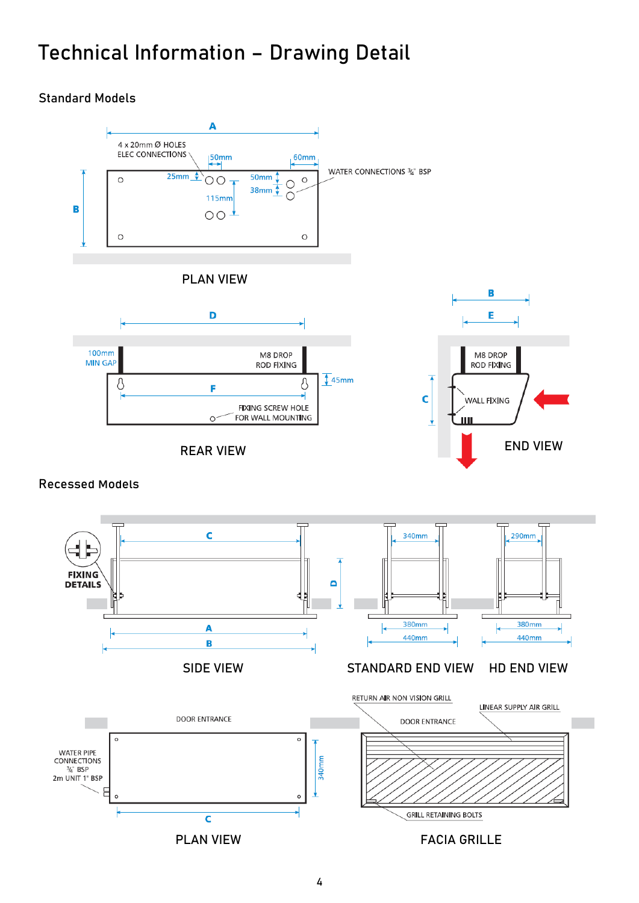# Technical Information – Drawing Detail

## Standard Models

A

4 x 20mm Ø HOLES
ELEC CONNECTIONS

50mm

60mm

25mm

50mm

38mm

WATER CONNECTIONS ¾" BSP

115mm

B

PLAN VIEW

D

100mm
MIN GAP

M8 DROP
ROD FIXING

45mm

F

FIXING SCREW HOLE
FOR WALL MOUNTING

REAR VIEW

B

E

M8 DROP
ROD FIXING

C

WALL FIXING

END VIEW

## Recessed Models

FIXING
DETAILS

C

D

340mm

290mm

A

B

380mm

440mm

380mm

440mm

SIDE VIEW

STANDARD END VIEW

HD END VIEW

DOOR ENTRANCE

WATER PIPE
CONNECTIONS
¾" BSP
2m UNIT 1" BSP

340mm

C

PLAN VIEW

RETURN AIR NON VISION GRILL

LINEAR SUPPLY AIR GRILL

DOOR ENTRANCE

GRILL RETAINING BOLTS

FACIA GRILLE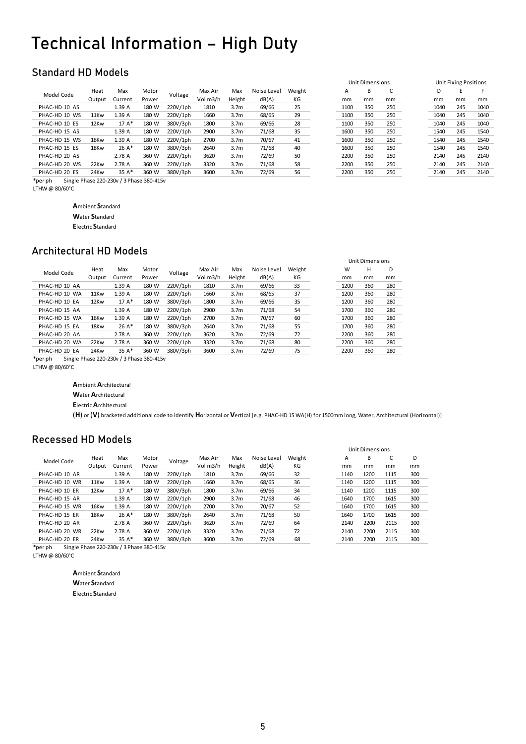# Technical Information – High Duty

## Standard HD Models

| Model Code | Heat Output | Max Current | Motor Power | Voltage | Max Air Vol m3/h | Max Height | Noise Level dB(A) | Weight KG | Unit Dimensions A mm | Unit Dimensions B mm | Unit Dimensions C mm | Unit Fixing Positions D mm | Unit Fixing Positions E mm | Unit Fixing Positions F mm |
|---|---|---|---|---|---|---|---|---|---|---|---|---|---|---|
| PHAC-HD 10 AS | | 1.39 A | 180 W | 220V/1ph | 1810 | 3.7m | 69/66 | 25 | 1100 | 350 | 250 | 1040 | 245 | 1040 |
| PHAC-HD 10 WS | 11Kw | 1.39 A | 180 W | 220V/1ph | 1660 | 3.7m | 68/65 | 29 | 1100 | 350 | 250 | 1040 | 245 | 1040 |
| PHAC-HD 10 ES | 12Kw | 17 A* | 180 W | 380V/3ph | 1800 | 3.7m | 69/66 | 28 | 1100 | 350 | 250 | 1040 | 245 | 1040 |
| PHAC-HD 15 AS | | 1.39 A | 180 W | 220V/1ph | 2900 | 3.7m | 71/68 | 35 | 1600 | 350 | 250 | 1540 | 245 | 1540 |
| PHAC-HD 15 WS | 16Kw | 1.39 A | 180 W | 220V/1ph | 2700 | 3.7m | 70/67 | 41 | 1600 | 350 | 250 | 1540 | 245 | 1540 |
| PHAC-HD 15 ES | 18Kw | 26 A* | 180 W | 380V/3ph | 2640 | 3.7m | 71/68 | 40 | 1600 | 350 | 250 | 1540 | 245 | 1540 |
| PHAC-HD 20 AS | | 2.78 A | 360 W | 220V/1ph | 3620 | 3.7m | 72/69 | 50 | 2200 | 350 | 250 | 2140 | 245 | 2140 |
| PHAC-HD 20 WS | 22Kw | 2.78 A | 360 W | 220V/1ph | 3320 | 3.7m | 71/68 | 58 | 2200 | 350 | 250 | 2140 | 245 | 2140 |
| PHAC-HD 20 ES | 24Kw | 35 A* | 360 W | 380V/3ph | 3600 | 3.7m | 72/69 | 56 | 2200 | 350 | 250 | 2140 | 245 | 2140 |

*per ph Single Phase 220-230v / 3 Phase 380-415v

LTHW @ 80/60°C

**A**mbient **S**tandard
**W**ater **S**tandard
**E**lectric **S**tandard

## Architectural HD Models

| Model Code | Heat Output | Max Current | Motor Power | Voltage | Max Air Vol m3/h | Max Height | Noise Level dB(A) | Weight KG | Unit Dimensions W mm | Unit Dimensions H mm | Unit Dimensions D mm |
|---|---|---|---|---|---|---|---|---|---|---|---|
| PHAC-HD 10 AA | | 1.39 A | 180 W | 220V/1ph | 1810 | 3.7m | 69/66 | 33 | 1200 | 360 | 280 |
| PHAC-HD 10 WA | 11Kw | 1.39 A | 180 W | 220V/1ph | 1660 | 3.7m | 68/65 | 37 | 1200 | 360 | 280 |
| PHAC-HD 10 EA | 12Kw | 17 A* | 180 W | 380V/3ph | 1800 | 3.7m | 69/66 | 35 | 1200 | 360 | 280 |
| PHAC-HD 15 AA | | 1.39 A | 180 W | 220V/1ph | 2900 | 3.7m | 71/68 | 54 | 1700 | 360 | 280 |
| PHAC-HD 15 WA | 16Kw | 1.39 A | 180 W | 220V/1ph | 2700 | 3.7m | 70/67 | 60 | 1700 | 360 | 280 |
| PHAC-HD 15 EA | 18Kw | 26 A* | 180 W | 380V/3ph | 2640 | 3.7m | 71/68 | 55 | 1700 | 360 | 280 |
| PHAC-HD 20 AA | | 2.78 A | 360 W | 220V/1ph | 3620 | 3.7m | 72/69 | 72 | 2200 | 360 | 280 |
| PHAC-HD 20 WA | 22Kw | 2.78 A | 360 W | 220V/1ph | 3320 | 3.7m | 71/68 | 80 | 2200 | 360 | 280 |
| PHAC-HD 20 EA | 24Kw | 35 A* | 360 W | 380V/3ph | 3600 | 3.7m | 72/69 | 75 | 2200 | 360 | 280 |

*per ph Single Phase 220-230v / 3 Phase 380-415v

LTHW @ 80/60°C

**A**mbient **A**rchitectural
**W**ater **A**rchitectural
**E**lectric **A**rchitectural

**(H)** or **(V)** bracketed additional code to identify **H**orizontal or **V**ertical [e.g. PHAC-HD 15 WA(H) for 1500mm long, Water, Architectural (Horizontal)]

## Recessed HD Models

| Model Code | Heat Output | Max Current | Motor Power | Voltage | Max Air Vol m3/h | Max Height | Noise Level dB(A) | Weight KG | Unit Dimensions A mm | Unit Dimensions B mm | Unit Dimensions C mm | Unit Dimensions D mm |
|---|---|---|---|---|---|---|---|---|---|---|---|---|
| PHAC-HD 10 AR | | 1.39 A | 180 W | 220V/1ph | 1810 | 3.7m | 69/66 | 32 | 1140 | 1200 | 1115 | 300 |
| PHAC-HD 10 WR | 11Kw | 1.39 A | 180 W | 220V/1ph | 1660 | 3.7m | 68/65 | 36 | 1140 | 1200 | 1115 | 300 |
| PHAC-HD 10 ER | 12Kw | 17 A* | 180 W | 380V/3ph | 1800 | 3.7m | 69/66 | 34 | 1140 | 1200 | 1115 | 300 |
| PHAC-HD 15 AR | | 1.39 A | 180 W | 220V/1ph | 2900 | 3.7m | 71/68 | 46 | 1640 | 1700 | 1615 | 300 |
| PHAC-HD 15 WR | 16Kw | 1.39 A | 180 W | 220V/1ph | 2700 | 3.7m | 70/67 | 52 | 1640 | 1700 | 1615 | 300 |
| PHAC-HD 15 ER | 18Kw | 26 A* | 180 W | 380V/3ph | 2640 | 3.7m | 71/68 | 50 | 1640 | 1700 | 1615 | 300 |
| PHAC-HD 20 AR | | 2.78 A | 360 W | 220V/1ph | 3620 | 3.7m | 72/69 | 64 | 2140 | 2200 | 2115 | 300 |
| PHAC-HD 20 WR | 22Kw | 2.78 A | 360 W | 220V/1ph | 3320 | 3.7m | 71/68 | 72 | 2140 | 2200 | 2115 | 300 |
| PHAC-HD 20 ER | 24Kw | 35 A* | 360 W | 380V/3ph | 3600 | 3.7m | 72/69 | 68 | 2140 | 2200 | 2115 | 300 |

*per ph Single Phase 220-230v / 3 Phase 380-415v

LTHW @ 80/60°C

**A**mbient **S**tandard
**W**ater **S**tandard
**E**lectric **S**tandard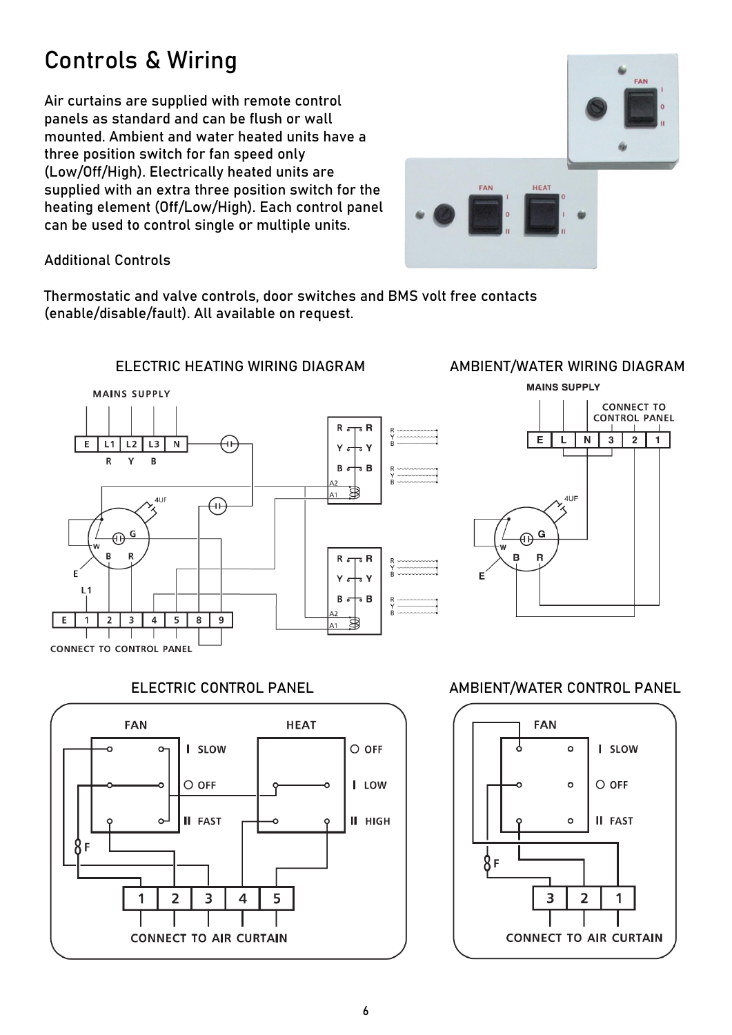# Controls & Wiring

Air curtains are supplied with remote control panels as standard and can be flush or wall mounted. Ambient and water heated units have a three position switch for fan speed only (Low/Off/High). Electrically heated units are supplied with an extra three position switch for the heating element (Off/Low/High). Each control panel can be used to control single or multiple units.

Additional Controls

Thermostatic and valve controls, door switches and BMS volt free contacts (enable/disable/fault). All available on request.

ELECTRIC HEATING WIRING DIAGRAM

MAINS SUPPLY

E | L1 | L2 | L3 | N

R Y B

4UF

G W B R E L1

E | 1 | 2 | 3 | 4 | 5 | 8 | 9

CONNECT TO CONTROL PANEL

AMBIENT/WATER WIRING DIAGRAM

MAINS SUPPLY

CONNECT TO CONTROL PANEL

E | L | N | 3 | 2 | 1

4UF

G W B R E

ELECTRIC CONTROL PANEL

FAN: I SLOW, O OFF, II FAST

HEAT: O OFF, I LOW, II HIGH

F

1 | 2 | 3 | 4 | 5

CONNECT TO AIR CURTAIN

AMBIENT/WATER CONTROL PANEL

FAN: I SLOW, O OFF, II FAST

F

3 | 2 | 1

CONNECT TO AIR CURTAIN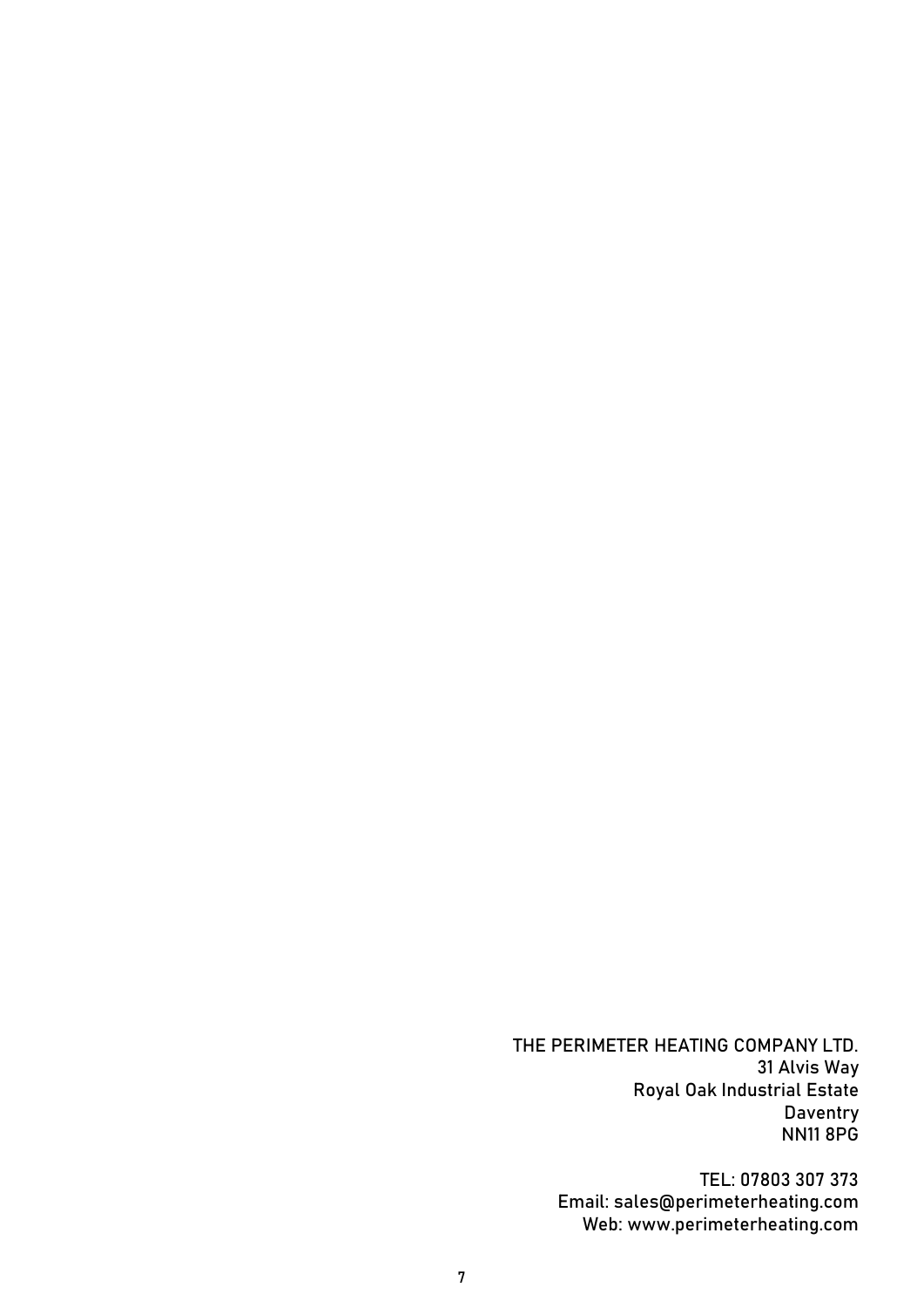THE PERIMETER HEATING COMPANY LTD.
31 Alvis Way
Royal Oak Industrial Estate
Daventry
NN11 8PG

TEL: 07803 307 373
Email: sales@perimeterheating.com
Web: www.perimeterheating.com